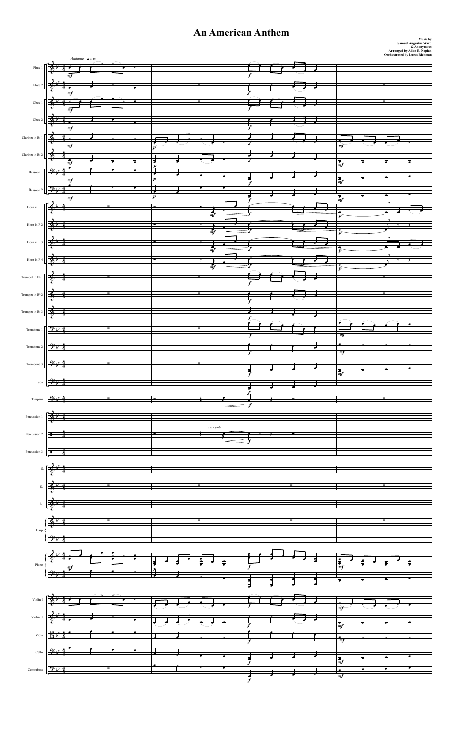# An American Anthem

**Music by Samuel Augustus Ward & Anonymous**
**Arranged by Allan E. Naplan**
**Orchestrated by Lucas Richman**

*Andante* ♩= 72

Flute 1
Flute 2
Oboe 1
Oboe 2
Clarinet in B♭ 1
Clarinet in B♭ 2
Bassoon 1
Bassoon 2
Horn in F 1
Horn in F 2
Horn in F 3
Horn in F 4
Trumpet in B♭ 1
Trumpet in B♭ 2
Trumpet in B♭ 3
Trombone 1
Trombone 2
Trombone 3
Tuba
Timpani
Percussion 1
Percussion 2
Percussion 3
S.
S.
A.
Harp
Piano
Violin I
Violin II
Viola
Cello
Contrabass

*sus cymb.*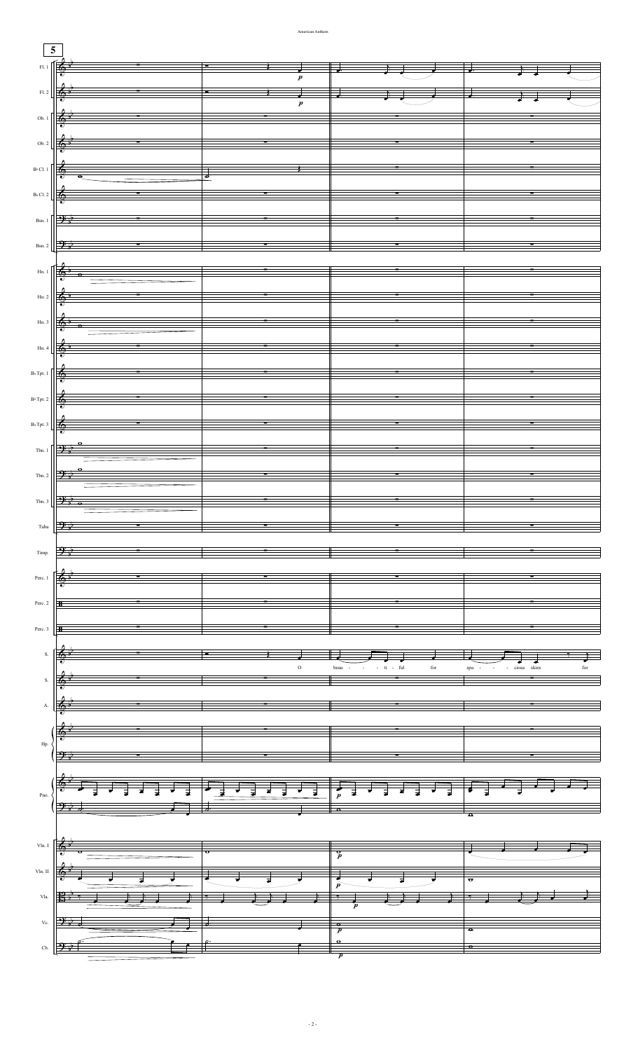**5**

Fl. 1
Fl. 2
Ob. 1
Ob. 2
B♭ Cl. 1
B♭ Cl. 2
Bsn. 1
Bsn. 2
Hn. 1
Hn. 2
Hn. 3
Hn. 4
B♭ Tpt. 1
B♭ Tpt. 2
B♭ Tpt. 3
Tbn. 1
Tbn. 2
Tbn. 3
Tuba
Timp.
Perc. 1
Perc. 2
Perc. 3
S.
S.
A.
Hp.
Pno.
Vln. I
Vln. II
Vla.
Vc.
Cb.

O beau - - - ti - ful for spa - - - cious skies for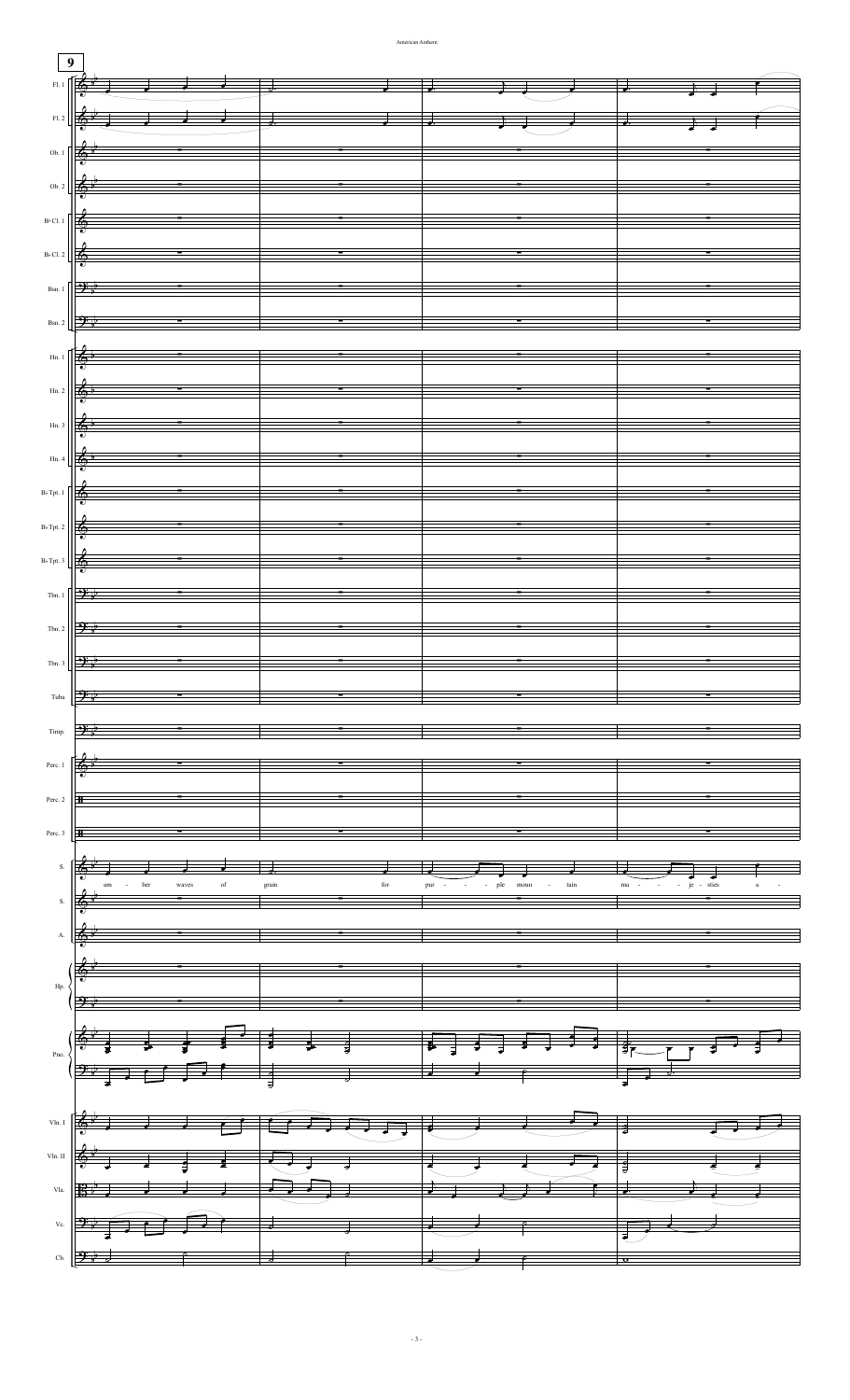9

Fl. 1

Fl. 2

Ob. 1

Ob. 2

B♭ Cl. 1

B♭ Cl. 2

Bsn. 1

Bsn. 2

Hn. 1

Hn. 2

Hn. 3

Hn. 4

B♭ Tpt. 1

B♭ Tpt. 2

B♭ Tpt. 3

Tbn. 1

Tbn. 2

Tbn. 3

Tuba

Timp.

Perc. 1

Perc. 2

Perc. 3

S.

am - ber waves of grain for pur - - - - ple moun - tain ma - - - - je - sties a -

S.

A.

Hp.

Pno.

Vln. I

Vln. II

Vla.

Vc.

Cb.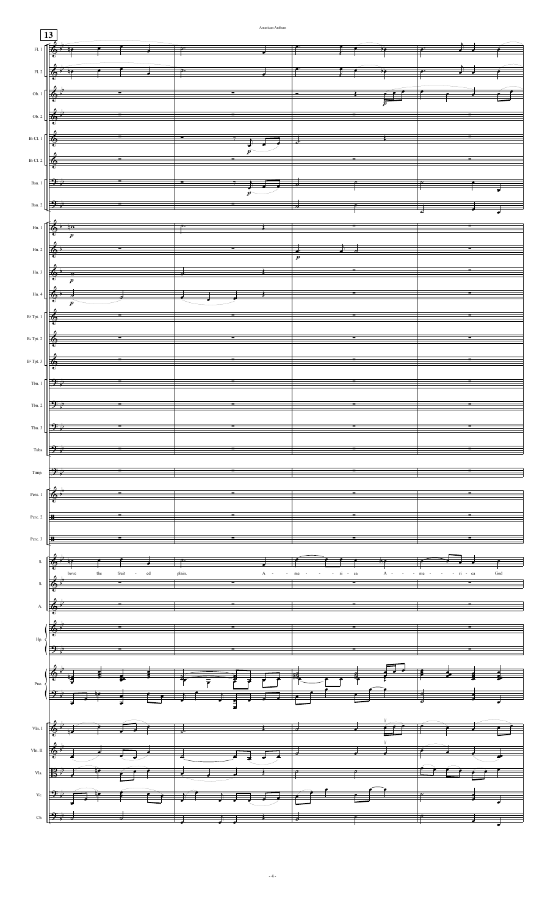13

Fl. 1

Fl. 2

Ob. 1

Ob. 2

B♭ Cl. 1

B♭ Cl. 2

Bsn. 1

Bsn. 2

Hn. 1

Hn. 2

Hn. 3

Hn. 4

B♭ Tpt. 1

B♭ Tpt. 2

B♭ Tpt. 3

Tbn. 1

Tbn. 2

Tbn. 3

Tuba

Timp.

Perc. 1

Perc. 2

Perc. 3

S. love the fruit - ed plain. A - - me - - - ri - ca A - - - me - - - ri - ca God

S.

A.

Hp.

Pno.

Vln. I

Vln. II

Vla.

Vc.

Cb.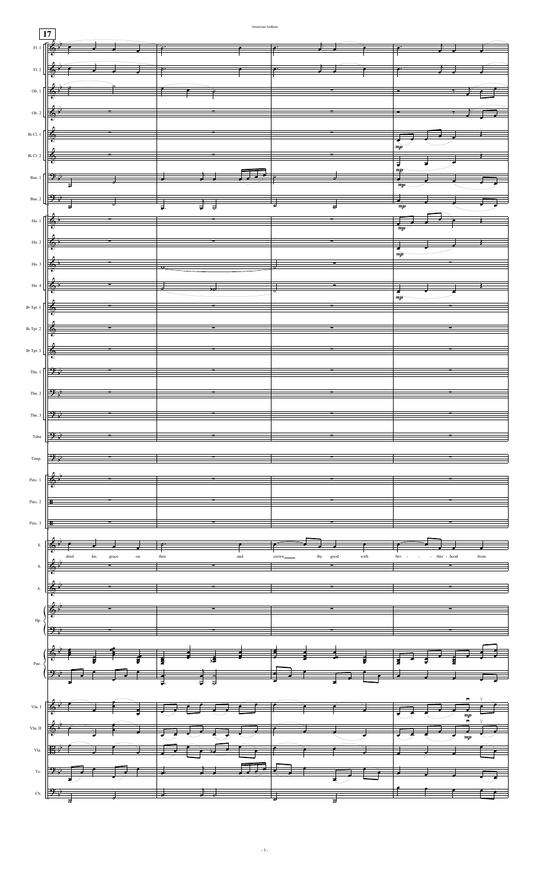17

Fl. 1

Fl. 2

Ob. 1

Ob. 2

B♭ Cl. 1

B♭ Cl. 2

Bsn. 1

Bsn. 2

Hn. 1

Hn. 2

Hn. 3

Hn. 4

B♭ Tpt. 1

B♭ Tpt. 2

B♭ Tpt. 3

Tbn. 1

Tbn. 2

Tbn. 3

Tuba

Timp.

Perc. 1

Perc. 2

Perc. 3

S. shed his grace on thee and crown___ thy good with bro - - - ther - hood from

S.

A.

Hp.

Pno.

Vln. I

Vln. II

Vla.

Vc.

Cb.

*mp*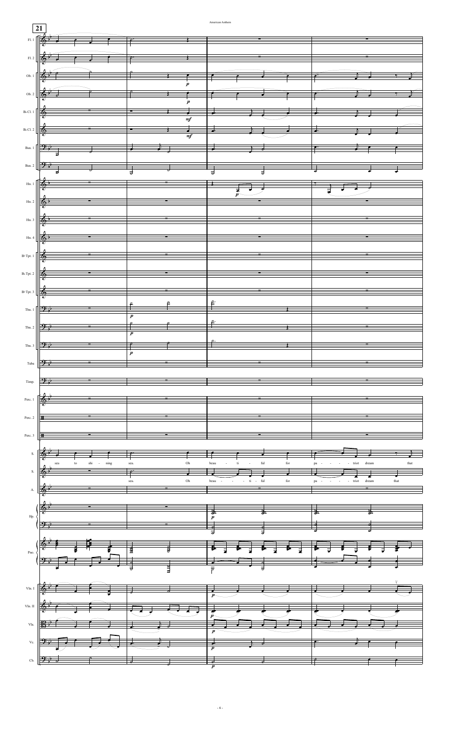21

Fl. 1
Fl. 2
Ob. 1
Ob. 2
B♭ Cl. 1
B♭ Cl. 2
Bsn. 1
Bsn. 2
Hn. 1
Hn. 2
Hn. 3
Hn. 4
B♭ Tpt. 1
B♭ Tpt. 2
B♭ Tpt. 3
Tbn. 1
Tbn. 2
Tbn. 3
Tuba
Timp.
Perc. 1
Perc. 2
Perc. 3
S.
S.
A.
Hp.
Pno.
Vln. I
Vln. II
Vla.
Vc.
Cb.

sea to shi - ning sea. Oh beau - ti - ful for pa - - - - triot dream that

sea. Oh beau - - - ti - ful for pa - - - - triot dream that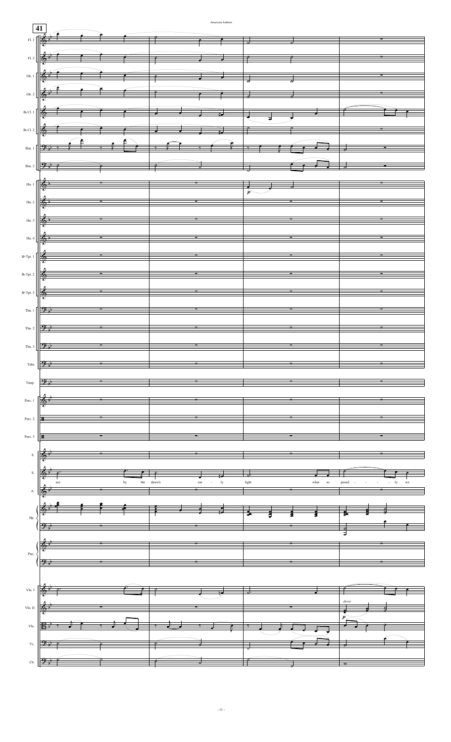41

Fl. 1

Fl. 2

Ob. 1

Ob. 2

B♭ Cl. 1

B♭ Cl. 2

Bsn. 1

Bsn. 2

Hn. 1

Hn. 2

Hn. 3

Hn. 4

B♭ Tpt. 1

B♭ Tpt. 2

B♭ Tpt. 3

Tbn. 1

Tbn. 2

Tbn. 3

Tuba

Timp.

Perc. 1

Perc. 2

Perc. 3

S.

S.

see by the dawn's ear - ly light what so proud - - - - - ly we

A.

Hp.

Pno.

Vln. I

Vln. II

*divisi*

Vla.

Vc.

Cb.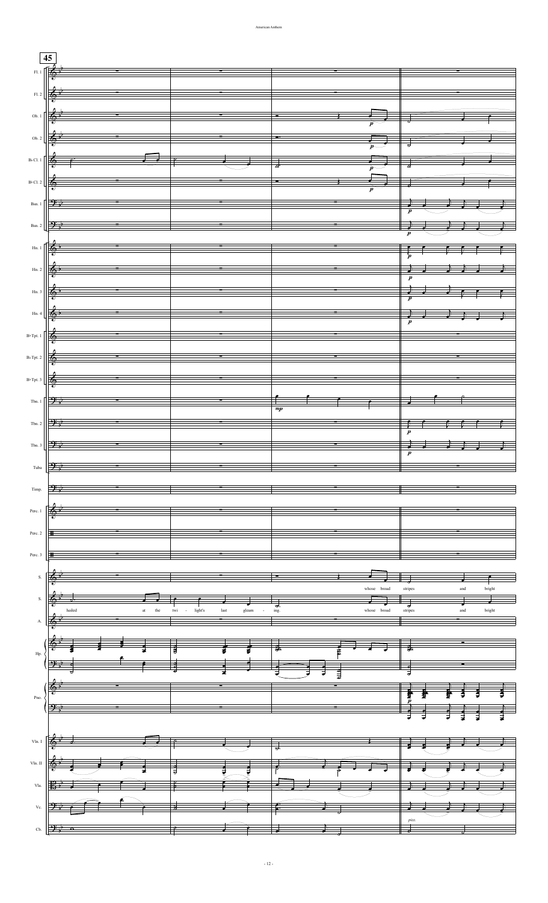45

Fl. 1
Fl. 2
Ob. 1
Ob. 2
B♭ Cl. 1
B♭ Cl. 2
Bsn. 1
Bsn. 2
Hn. 1
Hn. 2
Hn. 3
Hn. 4
B♭ Tpt. 1
B♭ Tpt. 2
B♭ Tpt. 3
Tbn. 1
Tbn. 2
Tbn. 3
Tuba
Timp.
Perc. 1
Perc. 2
Perc. 3
S.
S.
A.
Hp.
Pno.
Vln. I
Vln. II
Vla.
Vc.
Cb.

S.: whose broad stripes and bright

S.: hailed at the twi - light's last gleam - ing. whose broad stripes and bright

*p* *mp* *pizz.*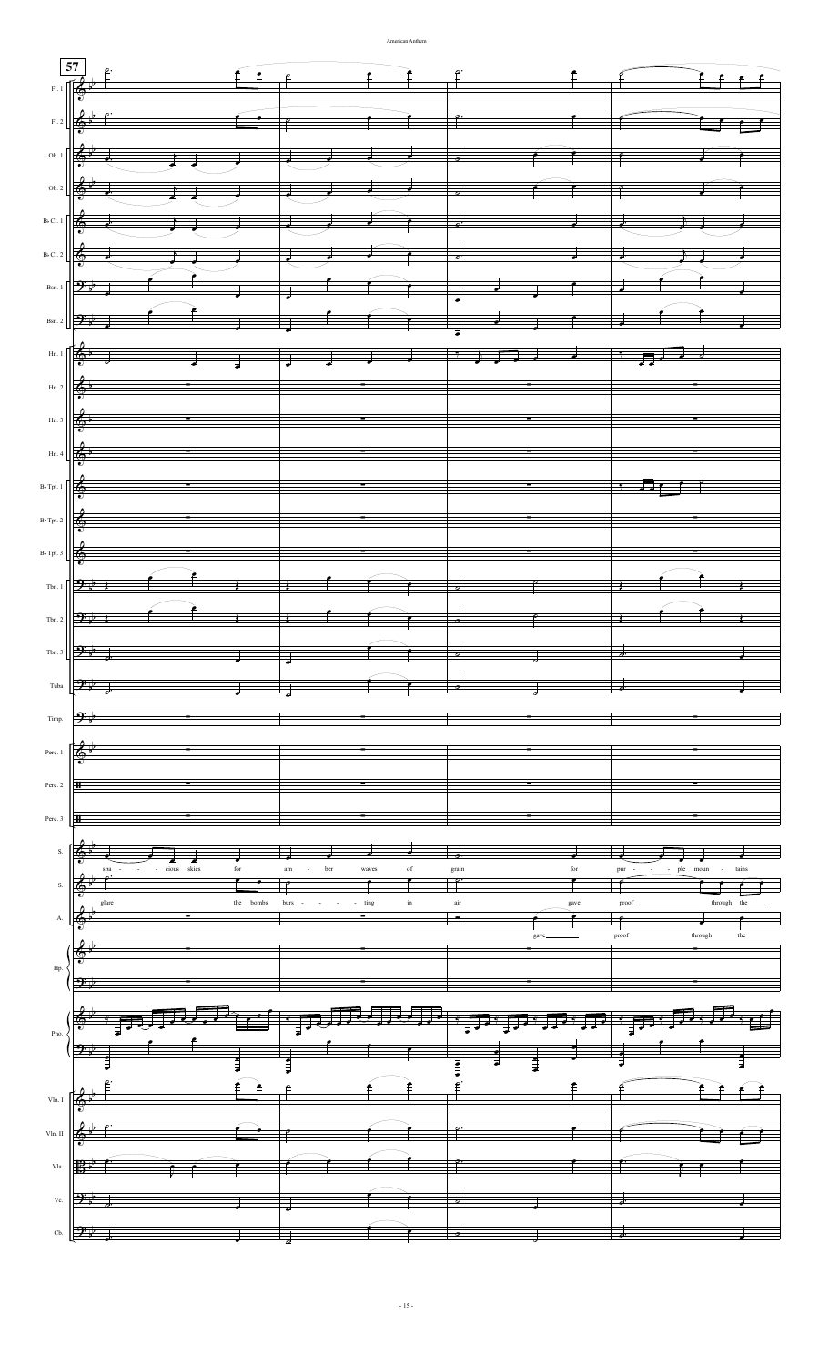**57**

Fl. 1, Fl. 2, Ob. 1, Ob. 2, B♭ Cl. 1, B♭ Cl. 2, Bsn. 1, Bsn. 2, Hn. 1, Hn. 2, Hn. 3, Hn. 4, B♭ Tpt. 1, B♭ Tpt. 2, B♭ Tpt. 3, Tbn. 1, Tbn. 2, Tbn. 3, Tuba, Timp., Perc. 1, Perc. 2, Perc. 3

S.: spa - - - - cious skies for am - ber waves of grain for pur - - - ple moun - tains

S.: glare the bombs burs - - - - ting in air gave proof through the

A.: gave proof through the

Hp., Pno., Vln. I, Vln. II, Vla., Vc., Cb.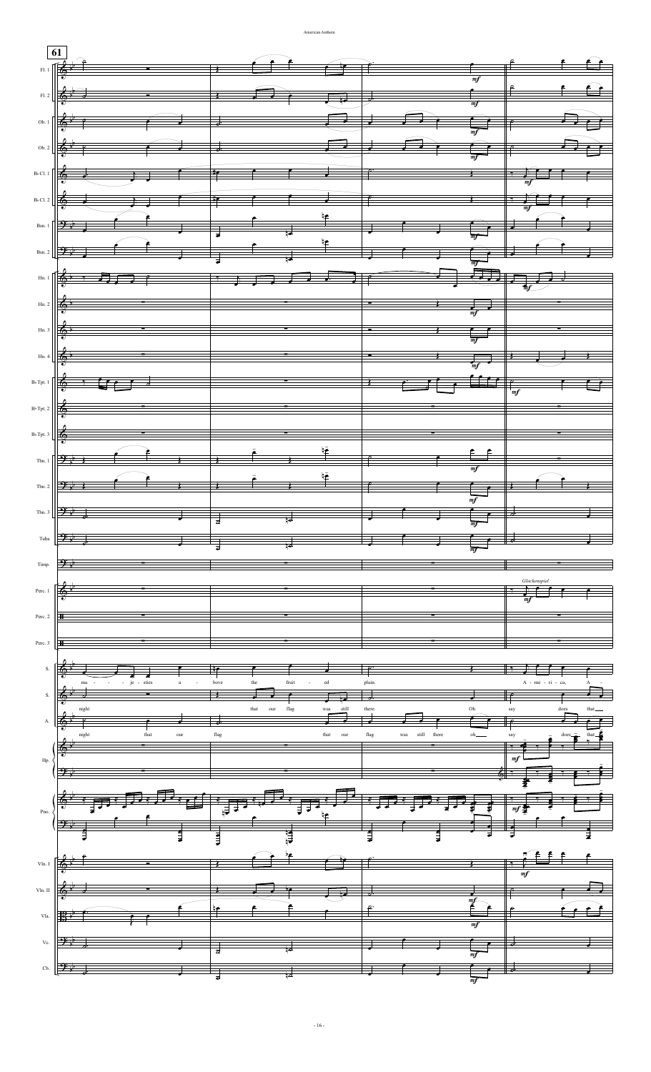61

Fl. 1, Fl. 2, Ob. 1, Ob. 2, B♭ Cl. 1, B♭ Cl. 2, Bsn. 1, Bsn. 2, Hn. 1, Hn. 2, Hn. 3, Hn. 4, B♭ Tpt. 1, B♭ Tpt. 2, B♭ Tpt. 3, Tbn. 1, Tbn. 2, Tbn. 3, Tuba, Timp., Perc. 1, Perc. 2, Perc. 3, S., S., A., Hp., Pno., Vln. I, Vln. II, Vla., Vc., Cb.

*mf*

*Glockenspiel*

S.: ma - - - je - sties a - bove the fruit - ed plain. A - me - ri - ca, A -

S.: night that our flag was still there. Oh say does that

A.: night that our flag that our flag was still there oh say does that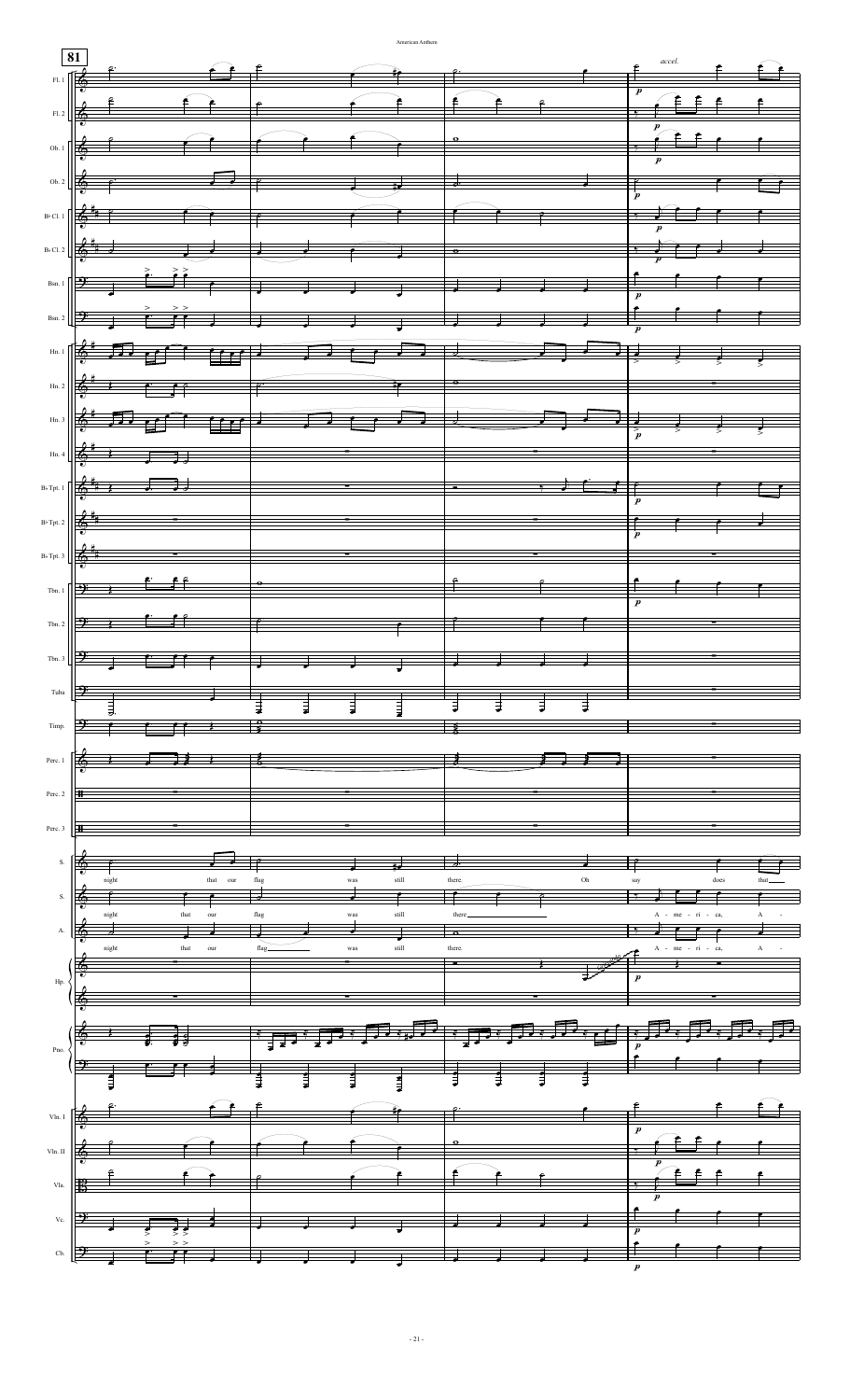**81**

*accel.*

Fl. 1, Fl. 2, Ob. 1, Ob. 2, B♭ Cl. 1, B♭ Cl. 2, Bsn. 1, Bsn. 2, Hn. 1, Hn. 2, Hn. 3, Hn. 4, B♭ Tpt. 1, B♭ Tpt. 2, B♭ Tpt. 3, Tbn. 1, Tbn. 2, Tbn. 3, Tuba, Timp., Perc. 1, Perc. 2, Perc. 3, S., S., A., Hp., Pno., Vln. I, Vln. II, Vla., Vc., Cb.

S.: night that our flag was still there. Oh say does that

S.: night that our flag was still there A - me - ri - ca, A -

A.: night that our flag was still there. A - me - ri - ca, A -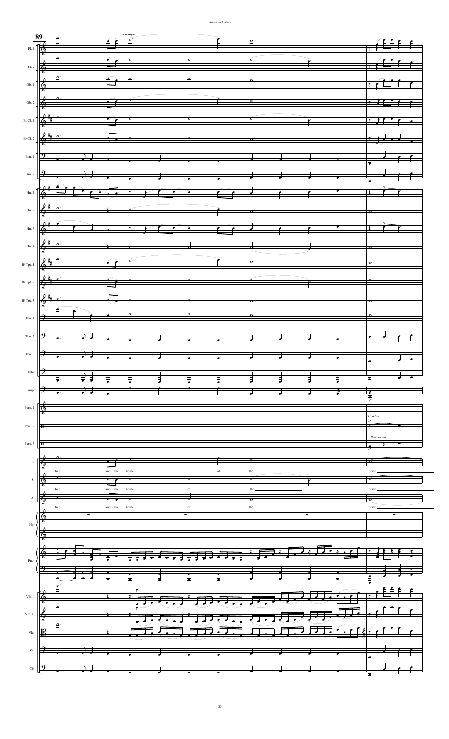89

*a tempo*

Fl. 1

Fl. 2

Ob. 1

Ob. 2

B♭ Cl. 1

B♭ Cl. 2

Bsn. 1

Bsn. 2

Hn. 1

Hn. 2

Hn. 3

Hn. 4

B♭ Tpt. 1

B♭ Tpt. 2

B♭ Tpt. 3

Tbn. 1

Tbn. 2

Tbn. 3

Tuba

Timp.

Perc. 1

Perc. 2

*Cymbals*

Perc. 3

*Bass Drum*

S.

free and the home of the brave

S.

free and the home of the brave

A.

free and the home of the brave

Hp.

Pno.

Vln. I

Vln. II

Vla.

Vc.

Cb.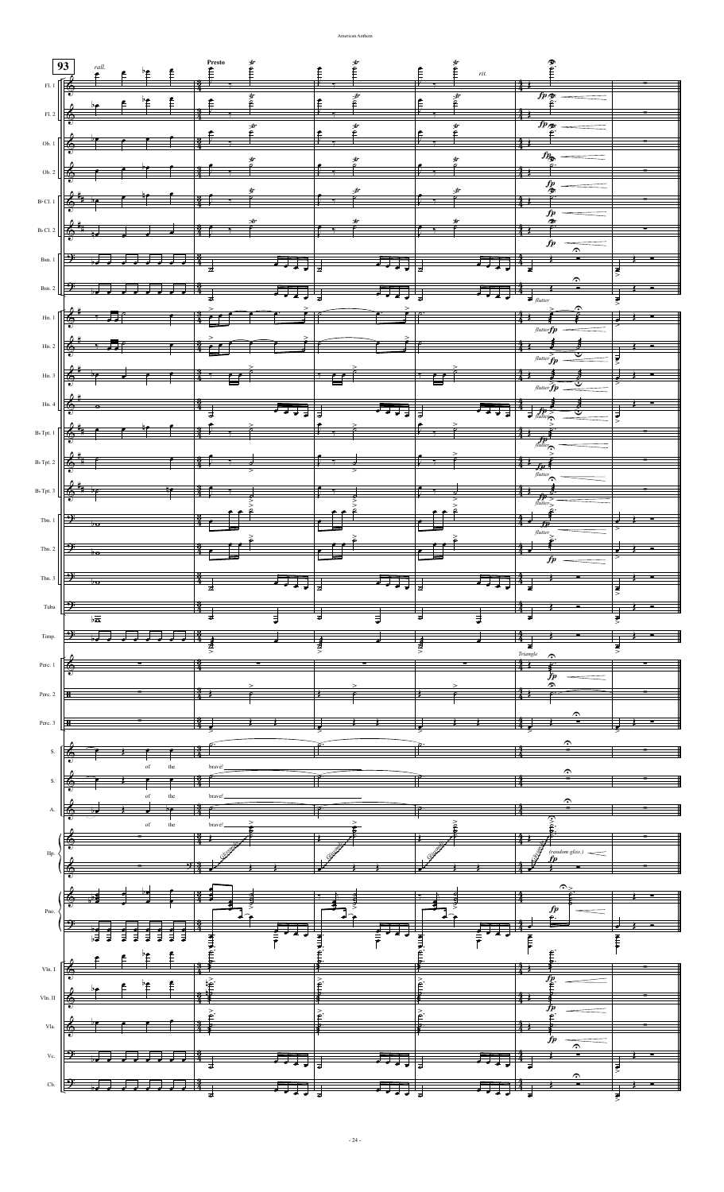93

rall. — Presto — rit.

Fl. 1, Fl. 2, Ob. 1, Ob. 2, B♭ Cl. 1, B♭ Cl. 2, Bsn. 1, Bsn. 2, Hn. 1, Hn. 2, Hn. 3, Hn. 4, B♭ Tpt. 1, B♭ Tpt. 2, B♭ Tpt. 3, Tbn. 1, Tbn. 2, Tbn. 3, Tuba, Timp., Perc. 1, Perc. 2, Perc. 3, S., S., A., Hp., Pno., Vln. I, Vln. II, Vla., Vc., Cb.

flutter

Triangle

S.: of the brave!

S.: of the brave!

A.: of the brave!

Hp.: Glissando — (random gliss.)